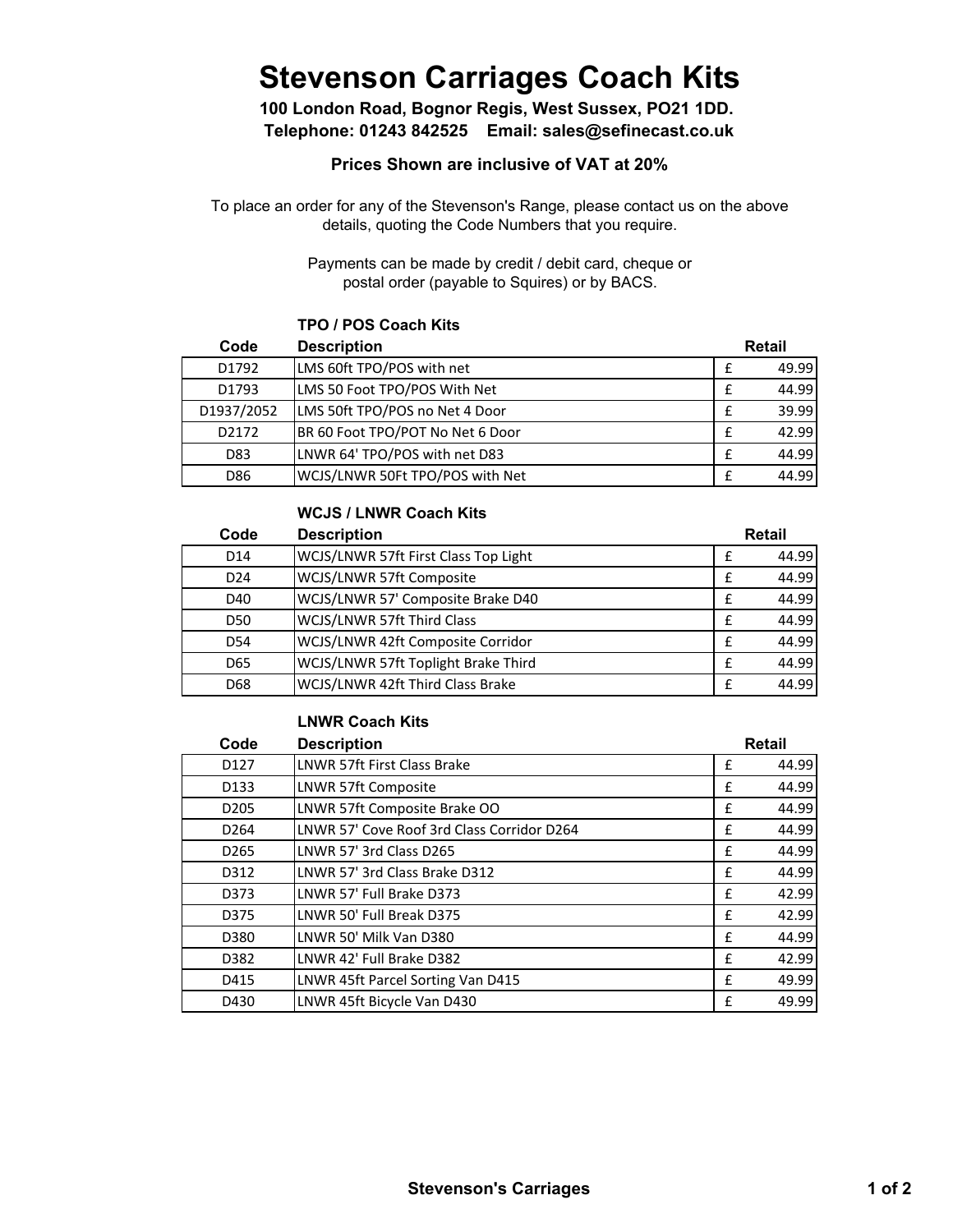# Stevenson Carriages Coach Kits

**100 London Road, Bognor Regis, West Sussex, PO21 1DD.**
**Telephone: 01243 842525 Email: sales@sefinecast.co.uk**

**Prices Shown are inclusive of VAT at 20%**

To place an order for any of the Stevenson's Range, please contact us on the above details, quoting the Code Numbers that you require.

Payments can be made by credit / debit card, cheque or postal order (payable to Squires) or by BACS.

### TPO / POS Coach Kits

| Code | Description | Retail | |
|---|---|---|---|
| D1792 | LMS 60ft TPO/POS with net | £ | 49.99 |
| D1793 | LMS 50 Foot TPO/POS With Net | £ | 44.99 |
| D1937/2052 | LMS 50ft TPO/POS no Net 4 Door | £ | 39.99 |
| D2172 | BR 60 Foot TPO/POT No Net 6 Door | £ | 42.99 |
| D83 | LNWR 64' TPO/POS with net D83 | £ | 44.99 |
| D86 | WCJS/LNWR 50Ft TPO/POS with Net | £ | 44.99 |

### WCJS / LNWR Coach Kits

| Code | Description | Retail | |
|---|---|---|---|
| D14 | WCJS/LNWR 57ft First Class Top Light | £ | 44.99 |
| D24 | WCJS/LNWR 57ft Composite | £ | 44.99 |
| D40 | WCJS/LNWR 57' Composite Brake D40 | £ | 44.99 |
| D50 | WCJS/LNWR 57ft Third Class | £ | 44.99 |
| D54 | WCJS/LNWR 42ft Composite Corridor | £ | 44.99 |
| D65 | WCJS/LNWR 57ft Toplight Brake Third | £ | 44.99 |
| D68 | WCJS/LNWR 42ft Third Class Brake | £ | 44.99 |

### LNWR Coach Kits

| Code | Description | Retail | |
|---|---|---|---|
| D127 | LNWR 57ft First Class Brake | £ | 44.99 |
| D133 | LNWR 57ft Composite | £ | 44.99 |
| D205 | LNWR 57ft Composite Brake OO | £ | 44.99 |
| D264 | LNWR 57' Cove Roof 3rd Class Corridor D264 | £ | 44.99 |
| D265 | LNWR 57' 3rd Class D265 | £ | 44.99 |
| D312 | LNWR 57' 3rd Class Brake D312 | £ | 44.99 |
| D373 | LNWR 57' Full Brake D373 | £ | 42.99 |
| D375 | LNWR 50' Full Break D375 | £ | 42.99 |
| D380 | LNWR 50' Milk Van D380 | £ | 44.99 |
| D382 | LNWR 42' Full Brake D382 | £ | 42.99 |
| D415 | LNWR 45ft Parcel Sorting Van D415 | £ | 49.99 |
| D430 | LNWR 45ft Bicycle Van D430 | £ | 49.99 |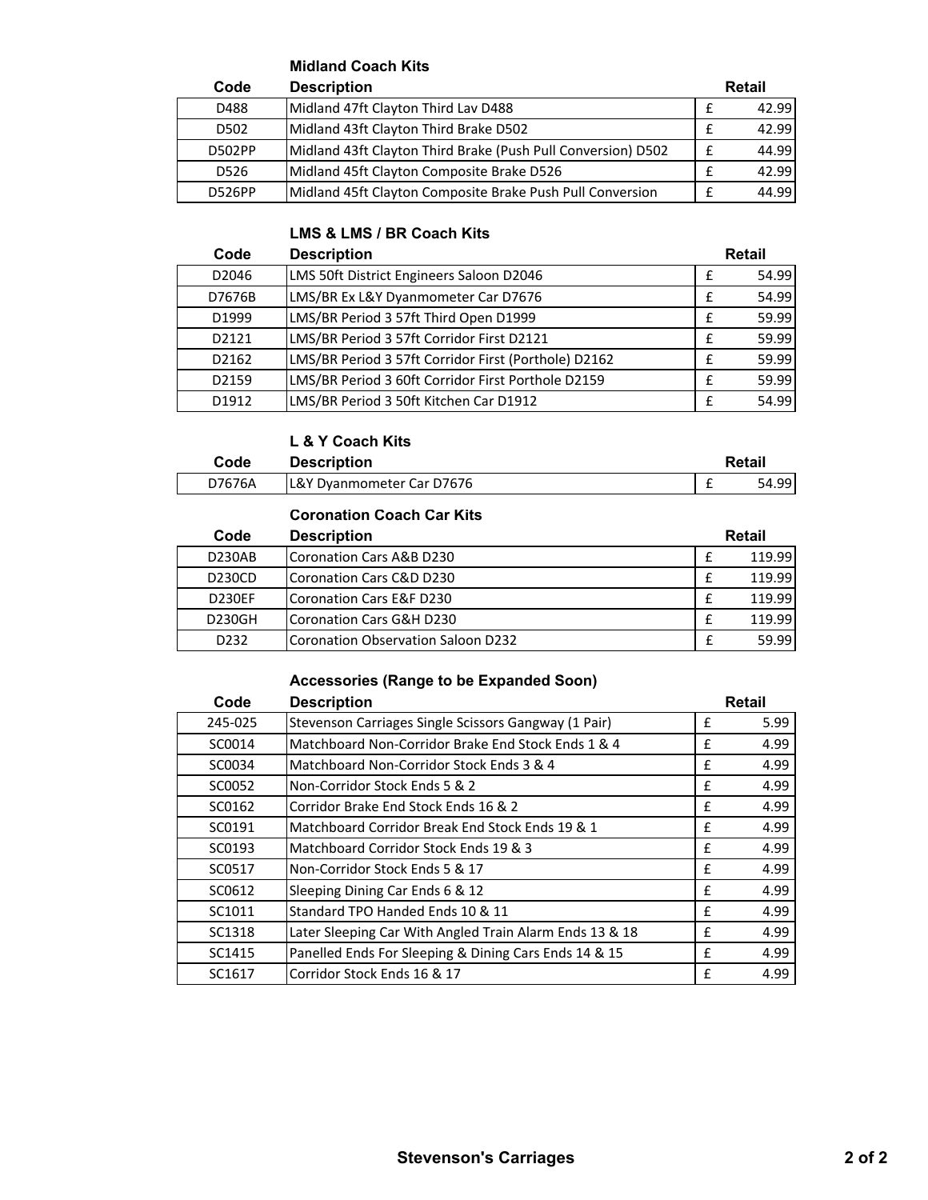### Midland Coach Kits

| Code | Description | Retail | |
|---|---|---|---|
| D488 | Midland 47ft Clayton Third Lav D488 | £ | 42.99 |
| D502 | Midland 43ft Clayton Third Brake D502 | £ | 42.99 |
| D502PP | Midland 43ft Clayton Third Brake (Push Pull Conversion) D502 | £ | 44.99 |
| D526 | Midland 45ft Clayton Composite Brake D526 | £ | 42.99 |
| D526PP | Midland 45ft Clayton Composite Brake Push Pull Conversion | £ | 44.99 |

### LMS & LMS / BR Coach Kits

| Code | Description | Retail | |
|---|---|---|---|
| D2046 | LMS 50ft District Engineers Saloon D2046 | £ | 54.99 |
| D7676B | LMS/BR Ex L&Y Dyanmometer Car D7676 | £ | 54.99 |
| D1999 | LMS/BR Period 3 57ft Third Open D1999 | £ | 59.99 |
| D2121 | LMS/BR Period 3 57ft Corridor First D2121 | £ | 59.99 |
| D2162 | LMS/BR Period 3 57ft Corridor First (Porthole) D2162 | £ | 59.99 |
| D2159 | LMS/BR Period 3 60ft Corridor First Porthole D2159 | £ | 59.99 |
| D1912 | LMS/BR Period 3 50ft Kitchen Car D1912 | £ | 54.99 |

### L & Y Coach Kits

| Code | Description | Retail | |
|---|---|---|---|
| D7676A | L&Y Dyanmometer Car D7676 | £ | 54.99 |

### Coronation Coach Car Kits

| Code | Description | Retail | |
|---|---|---|---|
| D230AB | Coronation Cars A&B D230 | £ | 119.99 |
| D230CD | Coronation Cars C&D D230 | £ | 119.99 |
| D230EF | Coronation Cars E&F D230 | £ | 119.99 |
| D230GH | Coronation Cars G&H D230 | £ | 119.99 |
| D232 | Coronation Observation Saloon D232 | £ | 59.99 |

### Accessories (Range to be Expanded Soon)

| Code | Description | Retail | |
|---|---|---|---|
| 245-025 | Stevenson Carriages Single Scissors Gangway (1 Pair) | £ | 5.99 |
| SC0014 | Matchboard Non-Corridor Brake End Stock Ends 1 & 4 | £ | 4.99 |
| SC0034 | Matchboard Non-Corridor Stock Ends 3 & 4 | £ | 4.99 |
| SC0052 | Non-Corridor Stock Ends 5 & 2 | £ | 4.99 |
| SC0162 | Corridor Brake End Stock Ends 16 & 2 | £ | 4.99 |
| SC0191 | Matchboard Corridor Break End Stock Ends 19 & 1 | £ | 4.99 |
| SC0193 | Matchboard Corridor Stock Ends 19 & 3 | £ | 4.99 |
| SC0517 | Non-Corridor Stock Ends 5 & 17 | £ | 4.99 |
| SC0612 | Sleeping Dining Car Ends 6 & 12 | £ | 4.99 |
| SC1011 | Standard TPO Handed Ends 10 & 11 | £ | 4.99 |
| SC1318 | Later Sleeping Car With Angled Train Alarm Ends 13 & 18 | £ | 4.99 |
| SC1415 | Panelled Ends For Sleeping & Dining Cars Ends 14 & 15 | £ | 4.99 |
| SC1617 | Corridor Stock Ends 16 & 17 | £ | 4.99 |